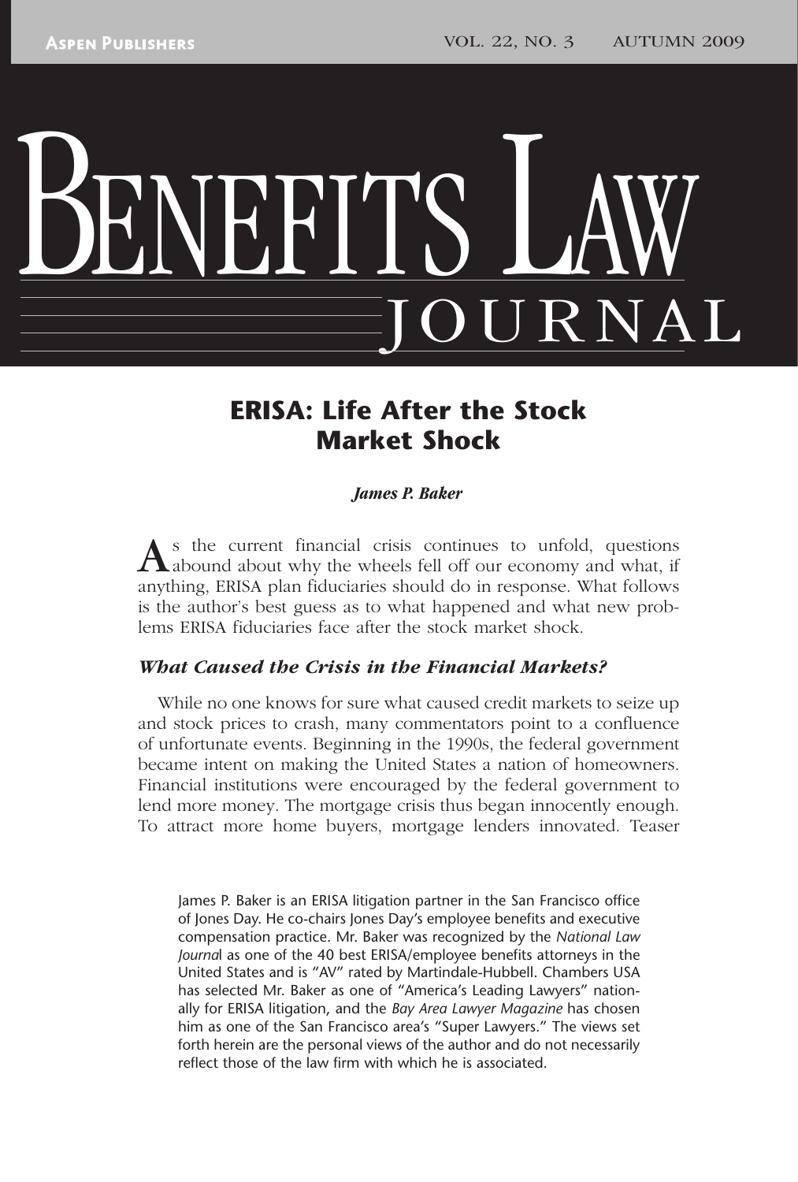# ERISA: Life After the Stock Market Shock

***James P. Baker***

As the current financial crisis continues to unfold, questions abound about why the wheels fell off our economy and what, if anything, ERISA plan fiduciaries should do in response. What follows is the author's best guess as to what happened and what new problems ERISA fiduciaries face after the stock market shock.

### *What Caused the Crisis in the Financial Markets?*

While no one knows for sure what caused credit markets to seize up and stock prices to crash, many commentators point to a confluence of unfortunate events. Beginning in the 1990s, the federal government became intent on making the United States a nation of homeowners. Financial institutions were encouraged by the federal government to lend more money. The mortgage crisis thus began innocently enough. To attract more home buyers, mortgage lenders innovated. Teaser

James P. Baker is an ERISA litigation partner in the San Francisco office of Jones Day. He co-chairs Jones Day's employee benefits and executive compensation practice. Mr. Baker was recognized by the *National Law Journal* as one of the 40 best ERISA/employee benefits attorneys in the United States and is "AV" rated by Martindale-Hubbell. Chambers USA has selected Mr. Baker as one of "America's Leading Lawyers" nationally for ERISA litigation, and the *Bay Area Lawyer Magazine* has chosen him as one of the San Francisco area's "Super Lawyers." The views set forth herein are the personal views of the author and do not necessarily reflect those of the law firm with which he is associated.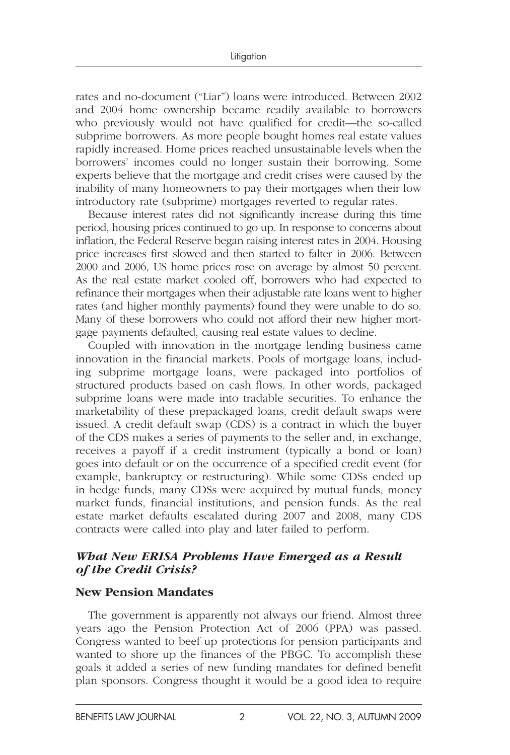rates and no-document ("Liar") loans were introduced. Between 2002 and 2004 home ownership became readily available to borrowers who previously would not have qualified for credit—the so-called subprime borrowers. As more people bought homes real estate values rapidly increased. Home prices reached unsustainable levels when the borrowers' incomes could no longer sustain their borrowing. Some experts believe that the mortgage and credit crises were caused by the inability of many homeowners to pay their mortgages when their low introductory rate (subprime) mortgages reverted to regular rates.

Because interest rates did not significantly increase during this time period, housing prices continued to go up. In response to concerns about inflation, the Federal Reserve began raising interest rates in 2004. Housing price increases first slowed and then started to falter in 2006. Between 2000 and 2006, US home prices rose on average by almost 50 percent. As the real estate market cooled off, borrowers who had expected to refinance their mortgages when their adjustable rate loans went to higher rates (and higher monthly payments) found they were unable to do so. Many of these borrowers who could not afford their new higher mortgage payments defaulted, causing real estate values to decline.

Coupled with innovation in the mortgage lending business came innovation in the financial markets. Pools of mortgage loans, including subprime mortgage loans, were packaged into portfolios of structured products based on cash flows. In other words, packaged subprime loans were made into tradable securities. To enhance the marketability of these prepackaged loans, credit default swaps were issued. A credit default swap (CDS) is a contract in which the buyer of the CDS makes a series of payments to the seller and, in exchange, receives a payoff if a credit instrument (typically a bond or loan) goes into default or on the occurrence of a specified credit event (for example, bankruptcy or restructuring). While some CDSs ended up in hedge funds, many CDSs were acquired by mutual funds, money market funds, financial institutions, and pension funds. As the real estate market defaults escalated during 2007 and 2008, many CDS contracts were called into play and later failed to perform.

### *What New ERISA Problems Have Emerged as a Result of the Credit Crisis?*

#### New Pension Mandates

The government is apparently not always our friend. Almost three years ago the Pension Protection Act of 2006 (PPA) was passed. Congress wanted to beef up protections for pension participants and wanted to shore up the finances of the PBGC. To accomplish these goals it added a series of new funding mandates for defined benefit plan sponsors. Congress thought it would be a good idea to require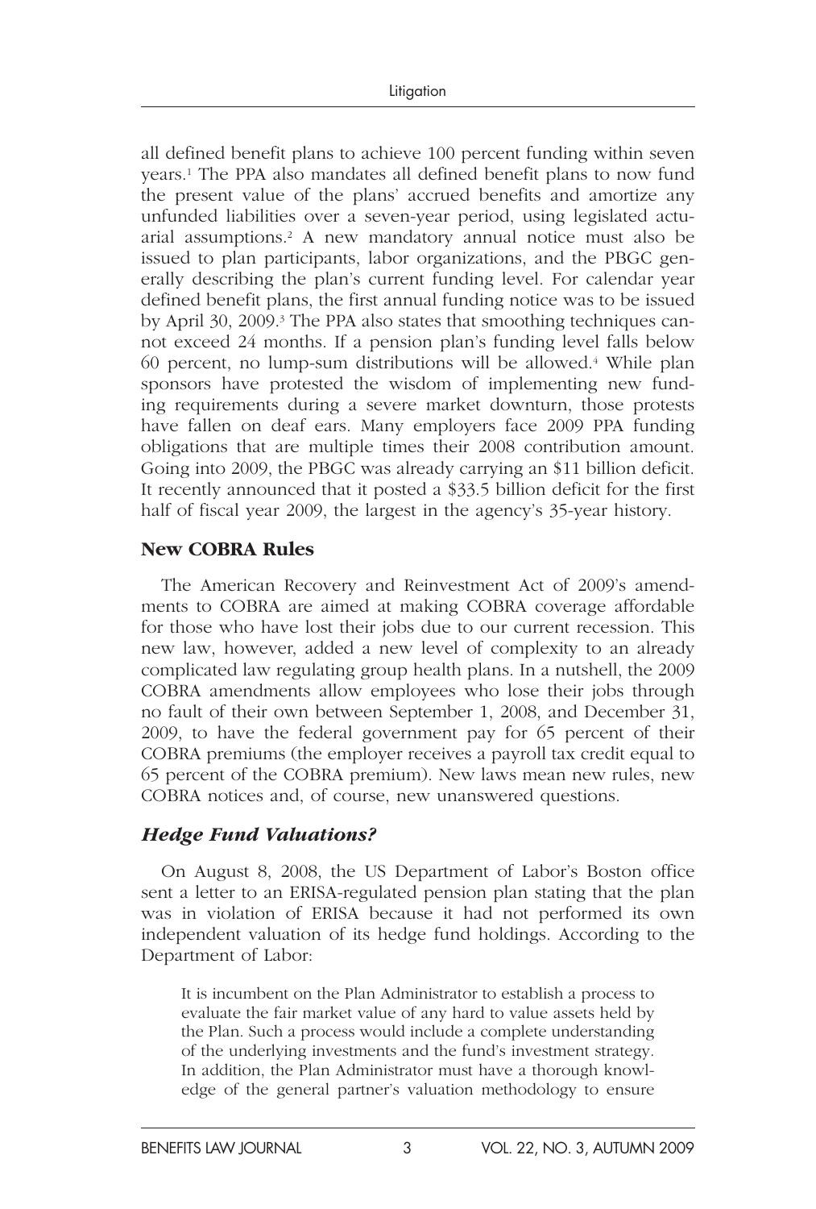all defined benefit plans to achieve 100 percent funding within seven years.[1] The PPA also mandates all defined benefit plans to now fund the present value of the plans' accrued benefits and amortize any unfunded liabilities over a seven-year period, using legislated actuarial assumptions.[2] A new mandatory annual notice must also be issued to plan participants, labor organizations, and the PBGC generally describing the plan's current funding level. For calendar year defined benefit plans, the first annual funding notice was to be issued by April 30, 2009.[3] The PPA also states that smoothing techniques cannot exceed 24 months. If a pension plan's funding level falls below 60 percent, no lump-sum distributions will be allowed.[4] While plan sponsors have protested the wisdom of implementing new funding requirements during a severe market downturn, those protests have fallen on deaf ears. Many employers face 2009 PPA funding obligations that are multiple times their 2008 contribution amount. Going into 2009, the PBGC was already carrying an \$11 billion deficit. It recently announced that it posted a \$33.5 billion deficit for the first half of fiscal year 2009, the largest in the agency's 35-year history.

### New COBRA Rules

The American Recovery and Reinvestment Act of 2009's amendments to COBRA are aimed at making COBRA coverage affordable for those who have lost their jobs due to our current recession. This new law, however, added a new level of complexity to an already complicated law regulating group health plans. In a nutshell, the 2009 COBRA amendments allow employees who lose their jobs through no fault of their own between September 1, 2008, and December 31, 2009, to have the federal government pay for 65 percent of their COBRA premiums (the employer receives a payroll tax credit equal to 65 percent of the COBRA premium). New laws mean new rules, new COBRA notices and, of course, new unanswered questions.

### *Hedge Fund Valuations?*

On August 8, 2008, the US Department of Labor's Boston office sent a letter to an ERISA-regulated pension plan stating that the plan was in violation of ERISA because it had not performed its own independent valuation of its hedge fund holdings. According to the Department of Labor:

> It is incumbent on the Plan Administrator to establish a process to evaluate the fair market value of any hard to value assets held by the Plan. Such a process would include a complete understanding of the underlying investments and the fund's investment strategy. In addition, the Plan Administrator must have a thorough knowledge of the general partner's valuation methodology to ensure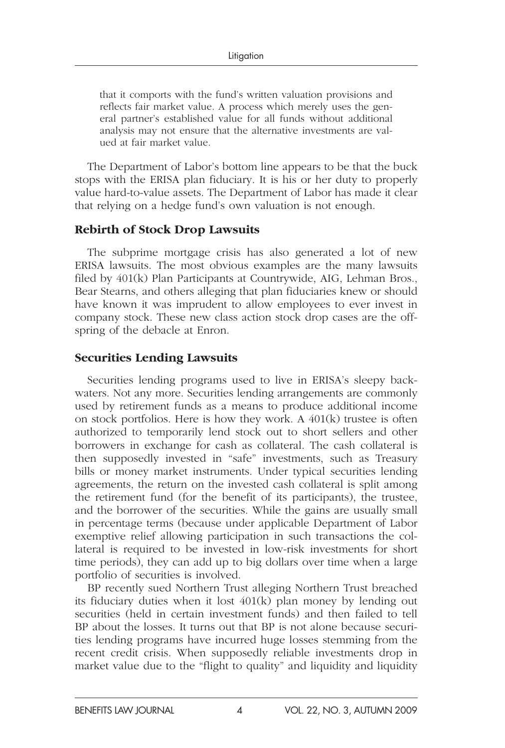that it comports with the fund's written valuation provisions and reflects fair market value. A process which merely uses the general partner's established value for all funds without additional analysis may not ensure that the alternative investments are valued at fair market value.

The Department of Labor's bottom line appears to be that the buck stops with the ERISA plan fiduciary. It is his or her duty to properly value hard-to-value assets. The Department of Labor has made it clear that relying on a hedge fund's own valuation is not enough.

### Rebirth of Stock Drop Lawsuits

The subprime mortgage crisis has also generated a lot of new ERISA lawsuits. The most obvious examples are the many lawsuits filed by 401(k) Plan Participants at Countrywide, AIG, Lehman Bros., Bear Stearns, and others alleging that plan fiduciaries knew or should have known it was imprudent to allow employees to ever invest in company stock. These new class action stock drop cases are the offspring of the debacle at Enron.

### Securities Lending Lawsuits

Securities lending programs used to live in ERISA's sleepy backwaters. Not any more. Securities lending arrangements are commonly used by retirement funds as a means to produce additional income on stock portfolios. Here is how they work. A 401(k) trustee is often authorized to temporarily lend stock out to short sellers and other borrowers in exchange for cash as collateral. The cash collateral is then supposedly invested in "safe" investments, such as Treasury bills or money market instruments. Under typical securities lending agreements, the return on the invested cash collateral is split among the retirement fund (for the benefit of its participants), the trustee, and the borrower of the securities. While the gains are usually small in percentage terms (because under applicable Department of Labor exemptive relief allowing participation in such transactions the collateral is required to be invested in low-risk investments for short time periods), they can add up to big dollars over time when a large portfolio of securities is involved.

BP recently sued Northern Trust alleging Northern Trust breached its fiduciary duties when it lost 401(k) plan money by lending out securities (held in certain investment funds) and then failed to tell BP about the losses. It turns out that BP is not alone because securities lending programs have incurred huge losses stemming from the recent credit crisis. When supposedly reliable investments drop in market value due to the "flight to quality" and liquidity and liquidity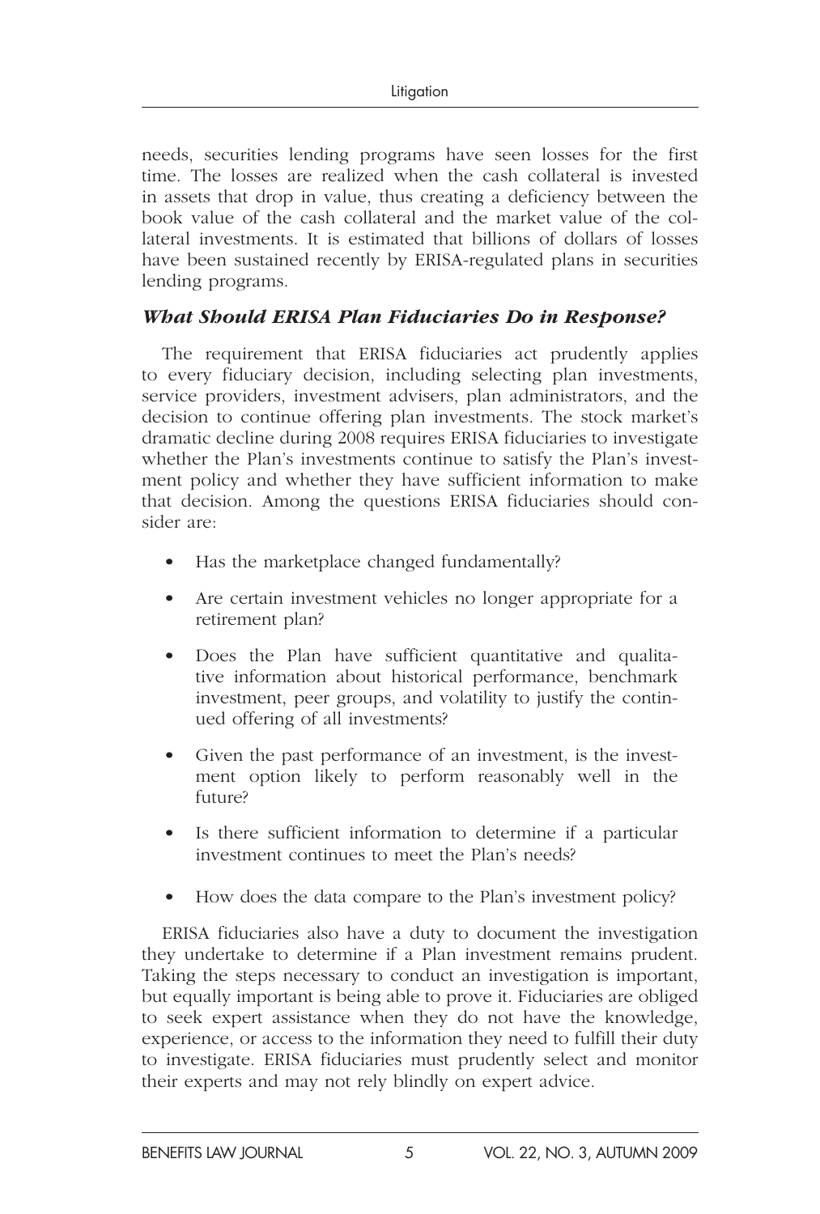needs, securities lending programs have seen losses for the first time. The losses are realized when the cash collateral is invested in assets that drop in value, thus creating a deficiency between the book value of the cash collateral and the market value of the collateral investments. It is estimated that billions of dollars of losses have been sustained recently by ERISA-regulated plans in securities lending programs.

### *What Should ERISA Plan Fiduciaries Do in Response?*

The requirement that ERISA fiduciaries act prudently applies to every fiduciary decision, including selecting plan investments, service providers, investment advisers, plan administrators, and the decision to continue offering plan investments. The stock market's dramatic decline during 2008 requires ERISA fiduciaries to investigate whether the Plan's investments continue to satisfy the Plan's investment policy and whether they have sufficient information to make that decision. Among the questions ERISA fiduciaries should consider are:

- Has the marketplace changed fundamentally?
- Are certain investment vehicles no longer appropriate for a retirement plan?
- Does the Plan have sufficient quantitative and qualitative information about historical performance, benchmark investment, peer groups, and volatility to justify the continued offering of all investments?
- Given the past performance of an investment, is the investment option likely to perform reasonably well in the future?
- Is there sufficient information to determine if a particular investment continues to meet the Plan's needs?
- How does the data compare to the Plan's investment policy?

ERISA fiduciaries also have a duty to document the investigation they undertake to determine if a Plan investment remains prudent. Taking the steps necessary to conduct an investigation is important, but equally important is being able to prove it. Fiduciaries are obliged to seek expert assistance when they do not have the knowledge, experience, or access to the information they need to fulfill their duty to investigate. ERISA fiduciaries must prudently select and monitor their experts and may not rely blindly on expert advice.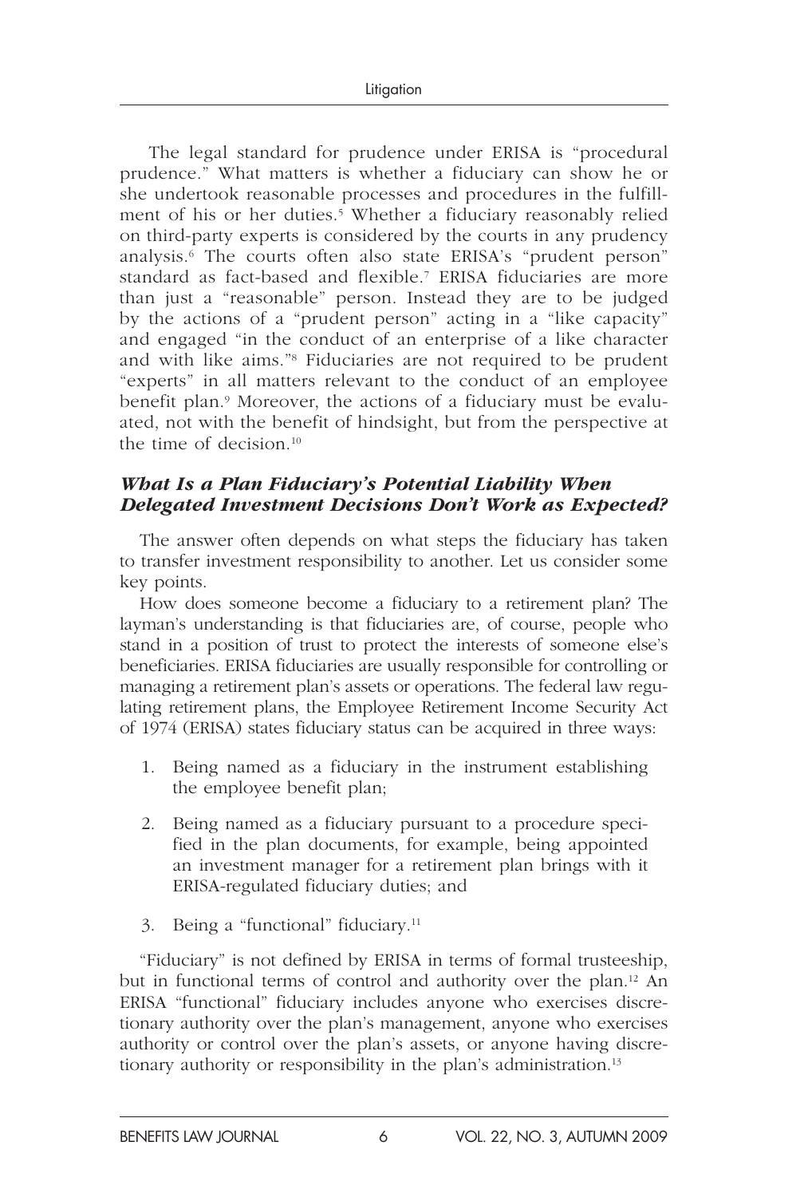The legal standard for prudence under ERISA is "procedural prudence." What matters is whether a fiduciary can show he or she undertook reasonable processes and procedures in the fulfillment of his or her duties.[5] Whether a fiduciary reasonably relied on third-party experts is considered by the courts in any prudency analysis.[6] The courts often also state ERISA's "prudent person" standard as fact-based and flexible.[7] ERISA fiduciaries are more than just a "reasonable" person. Instead they are to be judged by the actions of a "prudent person" acting in a "like capacity" and engaged "in the conduct of an enterprise of a like character and with like aims."[8] Fiduciaries are not required to be prudent "experts" in all matters relevant to the conduct of an employee benefit plan.[9] Moreover, the actions of a fiduciary must be evaluated, not with the benefit of hindsight, but from the perspective at the time of decision.[10]

### *What Is a Plan Fiduciary's Potential Liability When Delegated Investment Decisions Don't Work as Expected?*

The answer often depends on what steps the fiduciary has taken to transfer investment responsibility to another. Let us consider some key points.

How does someone become a fiduciary to a retirement plan? The layman's understanding is that fiduciaries are, of course, people who stand in a position of trust to protect the interests of someone else's beneficiaries. ERISA fiduciaries are usually responsible for controlling or managing a retirement plan's assets or operations. The federal law regulating retirement plans, the Employee Retirement Income Security Act of 1974 (ERISA) states fiduciary status can be acquired in three ways:

1. Being named as a fiduciary in the instrument establishing the employee benefit plan;

2. Being named as a fiduciary pursuant to a procedure specified in the plan documents, for example, being appointed an investment manager for a retirement plan brings with it ERISA-regulated fiduciary duties; and

3. Being a "functional" fiduciary.[11]

"Fiduciary" is not defined by ERISA in terms of formal trusteeship, but in functional terms of control and authority over the plan.[12] An ERISA "functional" fiduciary includes anyone who exercises discretionary authority over the plan's management, anyone who exercises authority or control over the plan's assets, or anyone having discretionary authority or responsibility in the plan's administration.[13]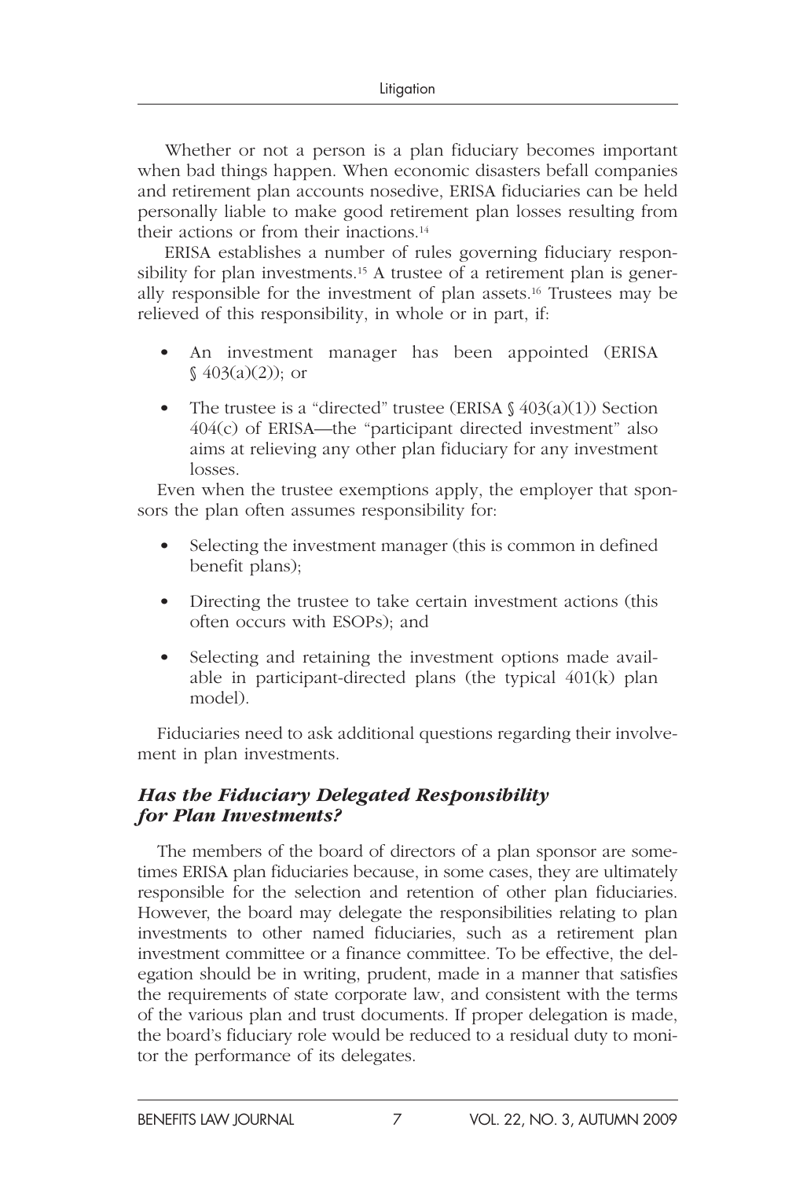Whether or not a person is a plan fiduciary becomes important when bad things happen. When economic disasters befall companies and retirement plan accounts nosedive, ERISA fiduciaries can be held personally liable to make good retirement plan losses resulting from their actions or from their inactions.[14]

ERISA establishes a number of rules governing fiduciary responsibility for plan investments.[15] A trustee of a retirement plan is generally responsible for the investment of plan assets.[16] Trustees may be relieved of this responsibility, in whole or in part, if:

- An investment manager has been appointed (ERISA § 403(a)(2)); or
- The trustee is a "directed" trustee (ERISA § 403(a)(1)) Section 404(c) of ERISA—the "participant directed investment" also aims at relieving any other plan fiduciary for any investment losses.

Even when the trustee exemptions apply, the employer that sponsors the plan often assumes responsibility for:

- Selecting the investment manager (this is common in defined benefit plans);
- Directing the trustee to take certain investment actions (this often occurs with ESOPs); and
- Selecting and retaining the investment options made available in participant-directed plans (the typical 401(k) plan model).

Fiduciaries need to ask additional questions regarding their involvement in plan investments.

### *Has the Fiduciary Delegated Responsibility for Plan Investments?*

The members of the board of directors of a plan sponsor are sometimes ERISA plan fiduciaries because, in some cases, they are ultimately responsible for the selection and retention of other plan fiduciaries. However, the board may delegate the responsibilities relating to plan investments to other named fiduciaries, such as a retirement plan investment committee or a finance committee. To be effective, the delegation should be in writing, prudent, made in a manner that satisfies the requirements of state corporate law, and consistent with the terms of the various plan and trust documents. If proper delegation is made, the board's fiduciary role would be reduced to a residual duty to monitor the performance of its delegates.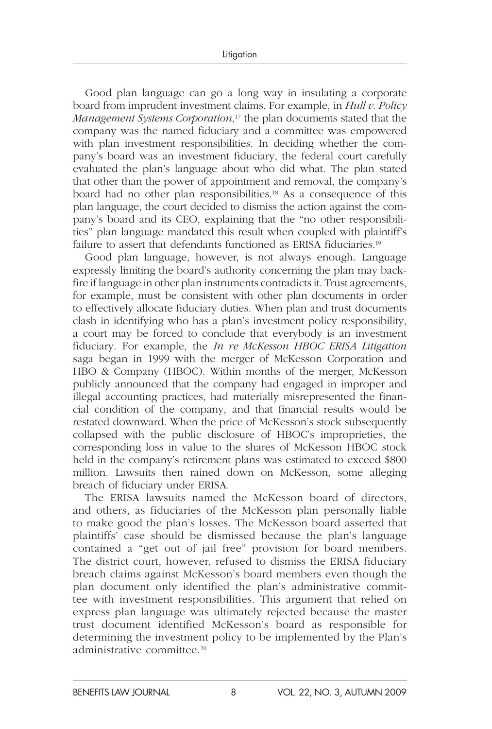Good plan language can go a long way in insulating a corporate board from imprudent investment claims. For example, in *Hull v. Policy Management Systems Corporation*,[17] the plan documents stated that the company was the named fiduciary and a committee was empowered with plan investment responsibilities. In deciding whether the company's board was an investment fiduciary, the federal court carefully evaluated the plan's language about who did what. The plan stated that other than the power of appointment and removal, the company's board had no other plan responsibilities.[18] As a consequence of this plan language, the court decided to dismiss the action against the company's board and its CEO, explaining that the "no other responsibilities" plan language mandated this result when coupled with plaintiff's failure to assert that defendants functioned as ERISA fiduciaries.[19]

Good plan language, however, is not always enough. Language expressly limiting the board's authority concerning the plan may backfire if language in other plan instruments contradicts it. Trust agreements, for example, must be consistent with other plan documents in order to effectively allocate fiduciary duties. When plan and trust documents clash in identifying who has a plan's investment policy responsibility, a court may be forced to conclude that everybody is an investment fiduciary. For example, the *In re McKesson HBOC ERISA Litigation* saga began in 1999 with the merger of McKesson Corporation and HBO & Company (HBOC). Within months of the merger, McKesson publicly announced that the company had engaged in improper and illegal accounting practices, had materially misrepresented the financial condition of the company, and that financial results would be restated downward. When the price of McKesson's stock subsequently collapsed with the public disclosure of HBOC's improprieties, the corresponding loss in value to the shares of McKesson HBOC stock held in the company's retirement plans was estimated to exceed $800 million. Lawsuits then rained down on McKesson, some alleging breach of fiduciary under ERISA.

The ERISA lawsuits named the McKesson board of directors, and others, as fiduciaries of the McKesson plan personally liable to make good the plan's losses. The McKesson board asserted that plaintiffs' case should be dismissed because the plan's language contained a "get out of jail free" provision for board members. The district court, however, refused to dismiss the ERISA fiduciary breach claims against McKesson's board members even though the plan document only identified the plan's administrative committee with investment responsibilities. This argument that relied on express plan language was ultimately rejected because the master trust document identified McKesson's board as responsible for determining the investment policy to be implemented by the Plan's administrative committee.[20]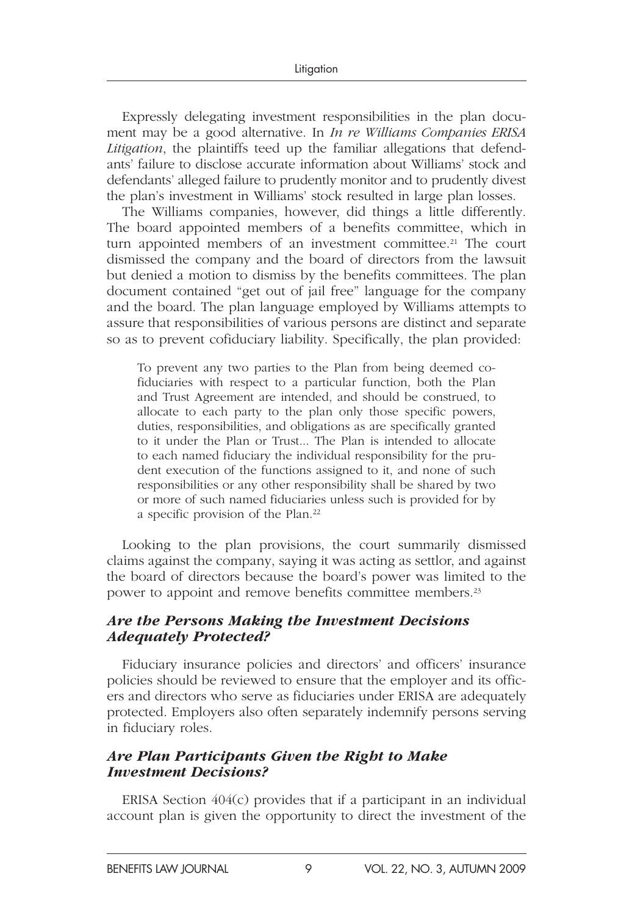Expressly delegating investment responsibilities in the plan document may be a good alternative. In *In re Williams Companies ERISA Litigation*, the plaintiffs teed up the familiar allegations that defendants' failure to disclose accurate information about Williams' stock and defendants' alleged failure to prudently monitor and to prudently divest the plan's investment in Williams' stock resulted in large plan losses.

The Williams companies, however, did things a little differently. The board appointed members of a benefits committee, which in turn appointed members of an investment committee.[21] The court dismissed the company and the board of directors from the lawsuit but denied a motion to dismiss by the benefits committees. The plan document contained "get out of jail free" language for the company and the board. The plan language employed by Williams attempts to assure that responsibilities of various persons are distinct and separate so as to prevent cofiduciary liability. Specifically, the plan provided:

> To prevent any two parties to the Plan from being deemed co-fiduciaries with respect to a particular function, both the Plan and Trust Agreement are intended, and should be construed, to allocate to each party to the plan only those specific powers, duties, responsibilities, and obligations as are specifically granted to it under the Plan or Trust... The Plan is intended to allocate to each named fiduciary the individual responsibility for the prudent execution of the functions assigned to it, and none of such responsibilities or any other responsibility shall be shared by two or more of such named fiduciaries unless such is provided for by a specific provision of the Plan.[22]

Looking to the plan provisions, the court summarily dismissed claims against the company, saying it was acting as settlor, and against the board of directors because the board's power was limited to the power to appoint and remove benefits committee members.[23]

### *Are the Persons Making the Investment Decisions Adequately Protected?*

Fiduciary insurance policies and directors' and officers' insurance policies should be reviewed to ensure that the employer and its officers and directors who serve as fiduciaries under ERISA are adequately protected. Employers also often separately indemnify persons serving in fiduciary roles.

### *Are Plan Participants Given the Right to Make Investment Decisions?*

ERISA Section 404(c) provides that if a participant in an individual account plan is given the opportunity to direct the investment of the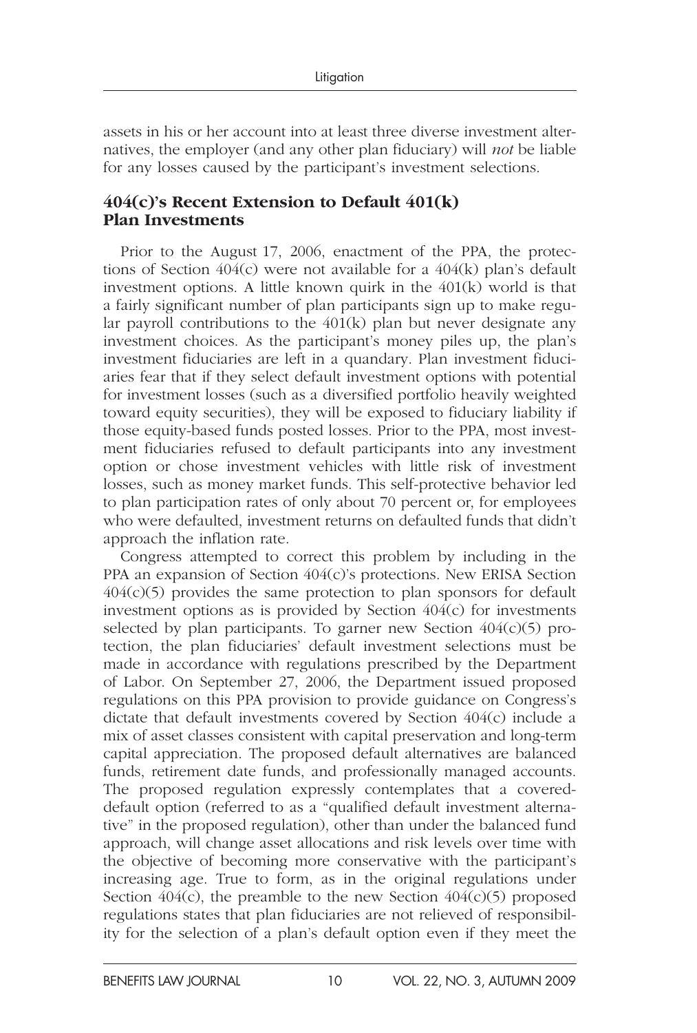assets in his or her account into at least three diverse investment alternatives, the employer (and any other plan fiduciary) will *not* be liable for any losses caused by the participant's investment selections.

## 404(c)'s Recent Extension to Default 401(k) Plan Investments

Prior to the August 17, 2006, enactment of the PPA, the protections of Section 404(c) were not available for a 404(k) plan's default investment options. A little known quirk in the 401(k) world is that a fairly significant number of plan participants sign up to make regular payroll contributions to the 401(k) plan but never designate any investment choices. As the participant's money piles up, the plan's investment fiduciaries are left in a quandary. Plan investment fiduciaries fear that if they select default investment options with potential for investment losses (such as a diversified portfolio heavily weighted toward equity securities), they will be exposed to fiduciary liability if those equity-based funds posted losses. Prior to the PPA, most investment fiduciaries refused to default participants into any investment option or chose investment vehicles with little risk of investment losses, such as money market funds. This self-protective behavior led to plan participation rates of only about 70 percent or, for employees who were defaulted, investment returns on defaulted funds that didn't approach the inflation rate.

Congress attempted to correct this problem by including in the PPA an expansion of Section 404(c)'s protections. New ERISA Section 404(c)(5) provides the same protection to plan sponsors for default investment options as is provided by Section 404(c) for investments selected by plan participants. To garner new Section 404(c)(5) protection, the plan fiduciaries' default investment selections must be made in accordance with regulations prescribed by the Department of Labor. On September 27, 2006, the Department issued proposed regulations on this PPA provision to provide guidance on Congress's dictate that default investments covered by Section 404(c) include a mix of asset classes consistent with capital preservation and long-term capital appreciation. The proposed default alternatives are balanced funds, retirement date funds, and professionally managed accounts. The proposed regulation expressly contemplates that a covered-default option (referred to as a "qualified default investment alternative" in the proposed regulation), other than under the balanced fund approach, will change asset allocations and risk levels over time with the objective of becoming more conservative with the participant's increasing age. True to form, as in the original regulations under Section 404(c), the preamble to the new Section 404(c)(5) proposed regulations states that plan fiduciaries are not relieved of responsibility for the selection of a plan's default option even if they meet the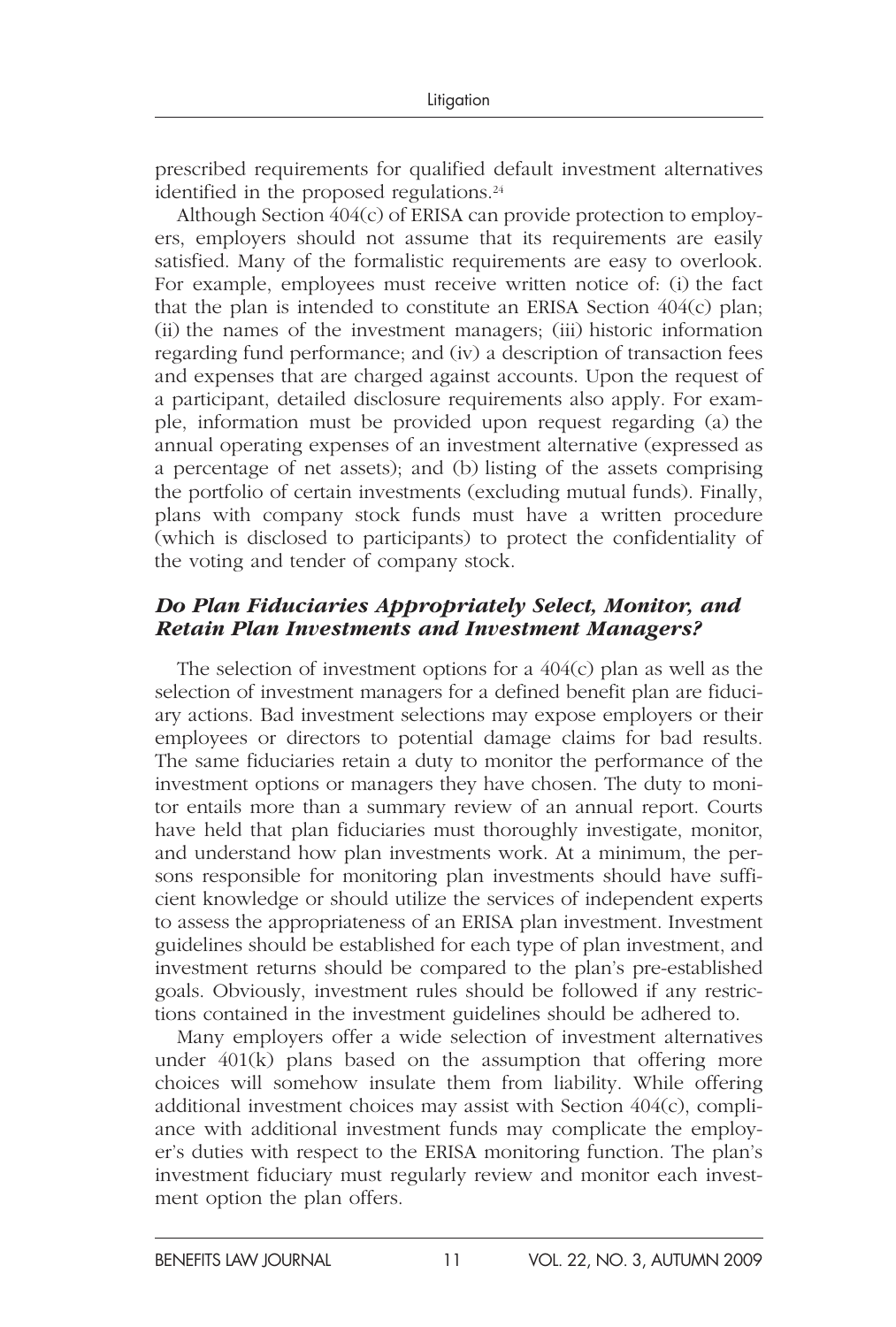prescribed requirements for qualified default investment alternatives identified in the proposed regulations.[24]

Although Section 404(c) of ERISA can provide protection to employers, employers should not assume that its requirements are easily satisfied. Many of the formalistic requirements are easy to overlook. For example, employees must receive written notice of: (i) the fact that the plan is intended to constitute an ERISA Section 404(c) plan; (ii) the names of the investment managers; (iii) historic information regarding fund performance; and (iv) a description of transaction fees and expenses that are charged against accounts. Upon the request of a participant, detailed disclosure requirements also apply. For example, information must be provided upon request regarding (a) the annual operating expenses of an investment alternative (expressed as a percentage of net assets); and (b) listing of the assets comprising the portfolio of certain investments (excluding mutual funds). Finally, plans with company stock funds must have a written procedure (which is disclosed to participants) to protect the confidentiality of the voting and tender of company stock.

### *Do Plan Fiduciaries Appropriately Select, Monitor, and Retain Plan Investments and Investment Managers?*

The selection of investment options for a 404(c) plan as well as the selection of investment managers for a defined benefit plan are fiduciary actions. Bad investment selections may expose employers or their employees or directors to potential damage claims for bad results. The same fiduciaries retain a duty to monitor the performance of the investment options or managers they have chosen. The duty to monitor entails more than a summary review of an annual report. Courts have held that plan fiduciaries must thoroughly investigate, monitor, and understand how plan investments work. At a minimum, the persons responsible for monitoring plan investments should have sufficient knowledge or should utilize the services of independent experts to assess the appropriateness of an ERISA plan investment. Investment guidelines should be established for each type of plan investment, and investment returns should be compared to the plan's pre-established goals. Obviously, investment rules should be followed if any restrictions contained in the investment guidelines should be adhered to.

Many employers offer a wide selection of investment alternatives under 401(k) plans based on the assumption that offering more choices will somehow insulate them from liability. While offering additional investment choices may assist with Section 404(c), compliance with additional investment funds may complicate the employer's duties with respect to the ERISA monitoring function. The plan's investment fiduciary must regularly review and monitor each investment option the plan offers.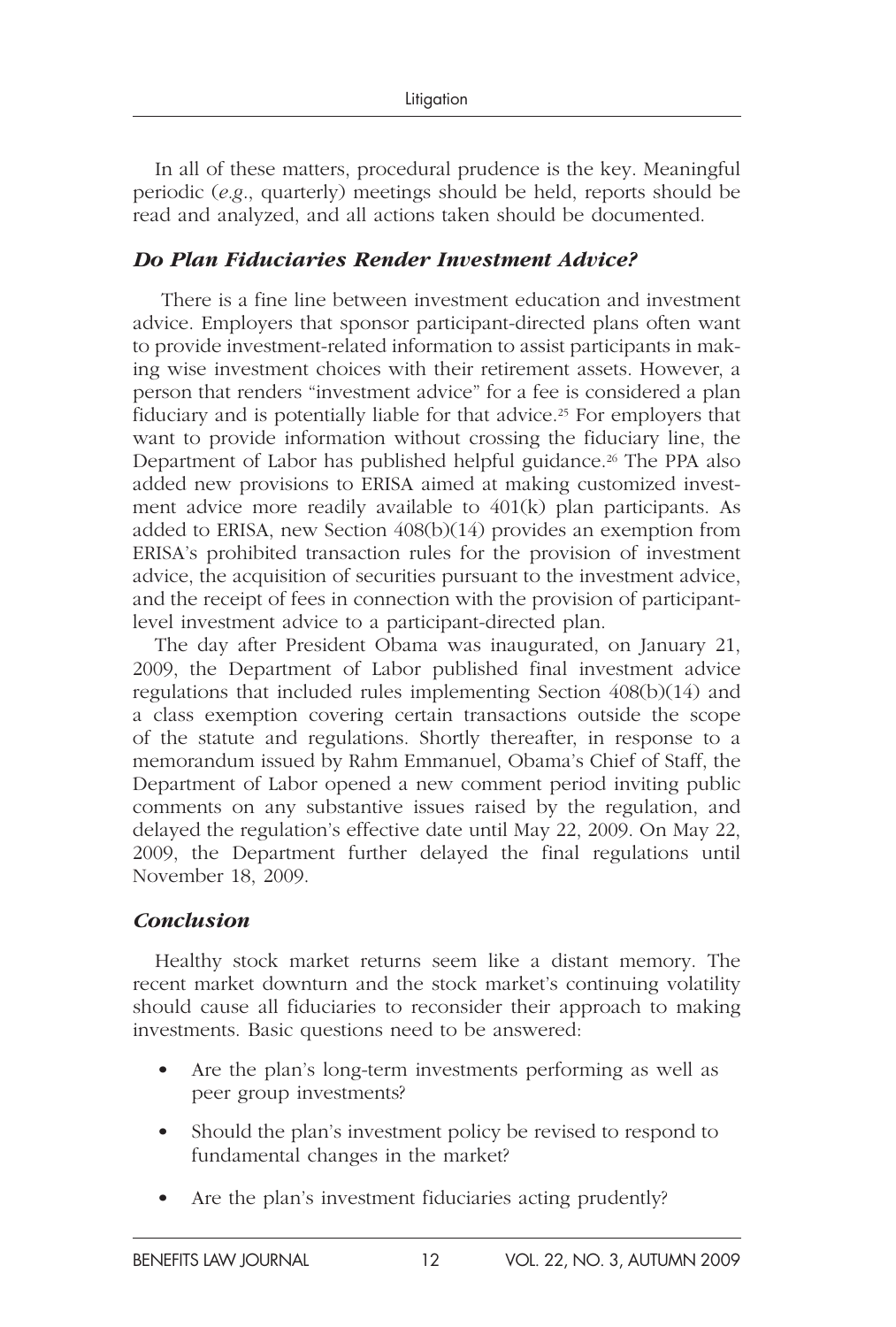In all of these matters, procedural prudence is the key. Meaningful periodic (*e.g.*, quarterly) meetings should be held, reports should be read and analyzed, and all actions taken should be documented.

### *Do Plan Fiduciaries Render Investment Advice?*

There is a fine line between investment education and investment advice. Employers that sponsor participant-directed plans often want to provide investment-related information to assist participants in making wise investment choices with their retirement assets. However, a person that renders "investment advice" for a fee is considered a plan fiduciary and is potentially liable for that advice.[25] For employers that want to provide information without crossing the fiduciary line, the Department of Labor has published helpful guidance.[26] The PPA also added new provisions to ERISA aimed at making customized investment advice more readily available to 401(k) plan participants. As added to ERISA, new Section 408(b)(14) provides an exemption from ERISA's prohibited transaction rules for the provision of investment advice, the acquisition of securities pursuant to the investment advice, and the receipt of fees in connection with the provision of participant-level investment advice to a participant-directed plan.

The day after President Obama was inaugurated, on January 21, 2009, the Department of Labor published final investment advice regulations that included rules implementing Section 408(b)(14) and a class exemption covering certain transactions outside the scope of the statute and regulations. Shortly thereafter, in response to a memorandum issued by Rahm Emmanuel, Obama's Chief of Staff, the Department of Labor opened a new comment period inviting public comments on any substantive issues raised by the regulation, and delayed the regulation's effective date until May 22, 2009. On May 22, 2009, the Department further delayed the final regulations until November 18, 2009.

### *Conclusion*

Healthy stock market returns seem like a distant memory. The recent market downturn and the stock market's continuing volatility should cause all fiduciaries to reconsider their approach to making investments. Basic questions need to be answered:

- Are the plan's long-term investments performing as well as peer group investments?
- Should the plan's investment policy be revised to respond to fundamental changes in the market?
- Are the plan's investment fiduciaries acting prudently?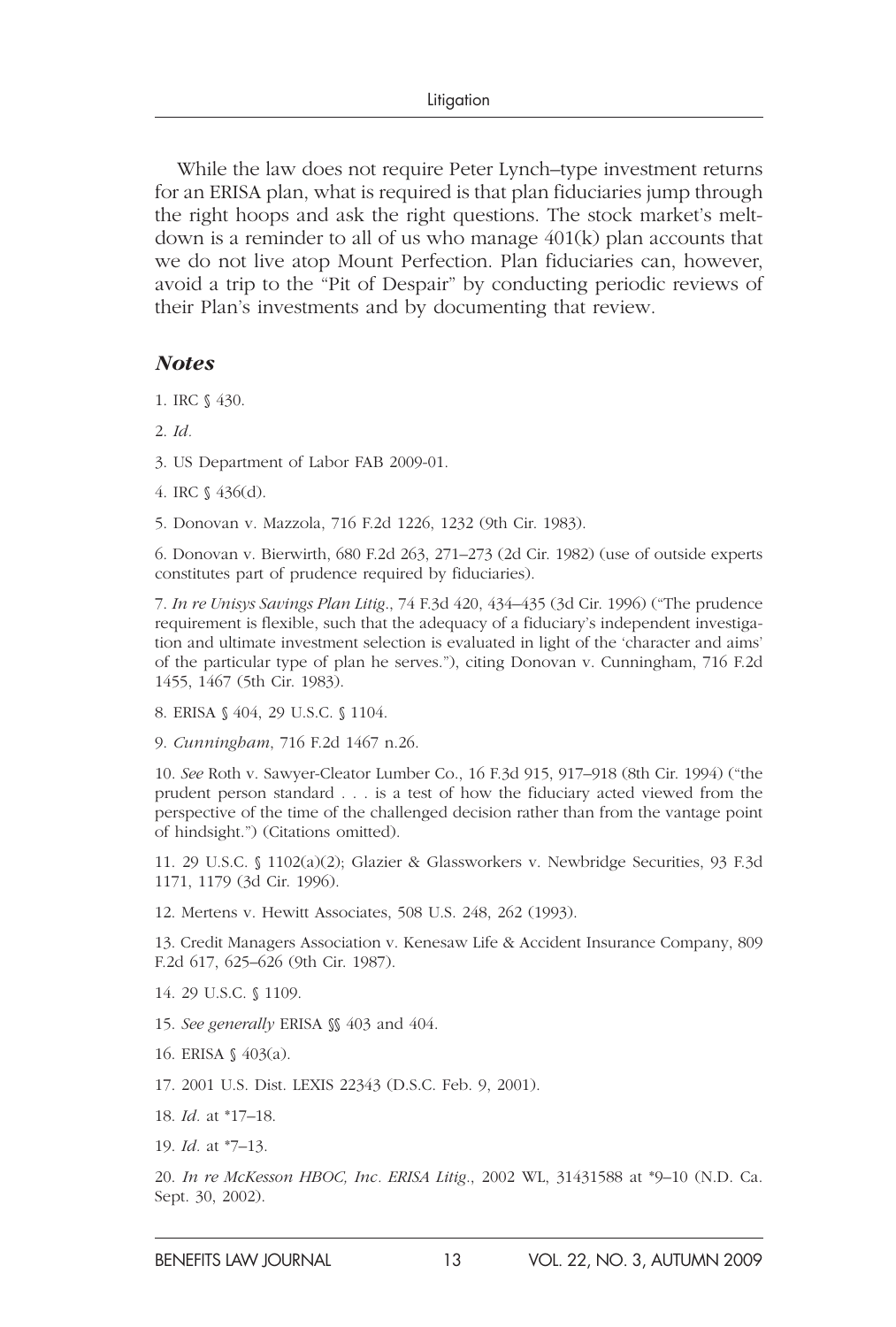While the law does not require Peter Lynch–type investment returns for an ERISA plan, what is required is that plan fiduciaries jump through the right hoops and ask the right questions. The stock market's meltdown is a reminder to all of us who manage 401(k) plan accounts that we do not live atop Mount Perfection. Plan fiduciaries can, however, avoid a trip to the "Pit of Despair" by conducting periodic reviews of their Plan's investments and by documenting that review.

### *Notes*

1. IRC § 430.

2. *Id.*

3. US Department of Labor FAB 2009-01.

4. IRC § 436(d).

5. Donovan v. Mazzola, 716 F.2d 1226, 1232 (9th Cir. 1983).

6. Donovan v. Bierwirth, 680 F.2d 263, 271–273 (2d Cir. 1982) (use of outside experts constitutes part of prudence required by fiduciaries).

7. *In re Unisys Savings Plan Litig.*, 74 F.3d 420, 434–435 (3d Cir. 1996) ("The prudence requirement is flexible, such that the adequacy of a fiduciary's independent investigation and ultimate investment selection is evaluated in light of the 'character and aims' of the particular type of plan he serves."), citing Donovan v. Cunningham, 716 F.2d 1455, 1467 (5th Cir. 1983).

8. ERISA § 404, 29 U.S.C. § 1104.

9. *Cunningham*, 716 F.2d 1467 n.26.

10. *See* Roth v. Sawyer-Cleator Lumber Co., 16 F.3d 915, 917–918 (8th Cir. 1994) ("the prudent person standard . . . is a test of how the fiduciary acted viewed from the perspective of the time of the challenged decision rather than from the vantage point of hindsight.") (Citations omitted).

11. 29 U.S.C. § 1102(a)(2); Glazier & Glassworkers v. Newbridge Securities, 93 F.3d 1171, 1179 (3d Cir. 1996).

12. Mertens v. Hewitt Associates, 508 U.S. 248, 262 (1993).

13. Credit Managers Association v. Kenesaw Life & Accident Insurance Company, 809 F.2d 617, 625–626 (9th Cir. 1987).

14. 29 U.S.C. § 1109.

15. *See generally* ERISA §§ 403 and 404.

16. ERISA § 403(a).

17. 2001 U.S. Dist. LEXIS 22343 (D.S.C. Feb. 9, 2001).

18. *Id.* at *17–18.

19. *Id.* at *7–13.

20. *In re McKesson HBOC, Inc. ERISA Litig.*, 2002 WL, 31431588 at *9–10 (N.D. Ca. Sept. 30, 2002).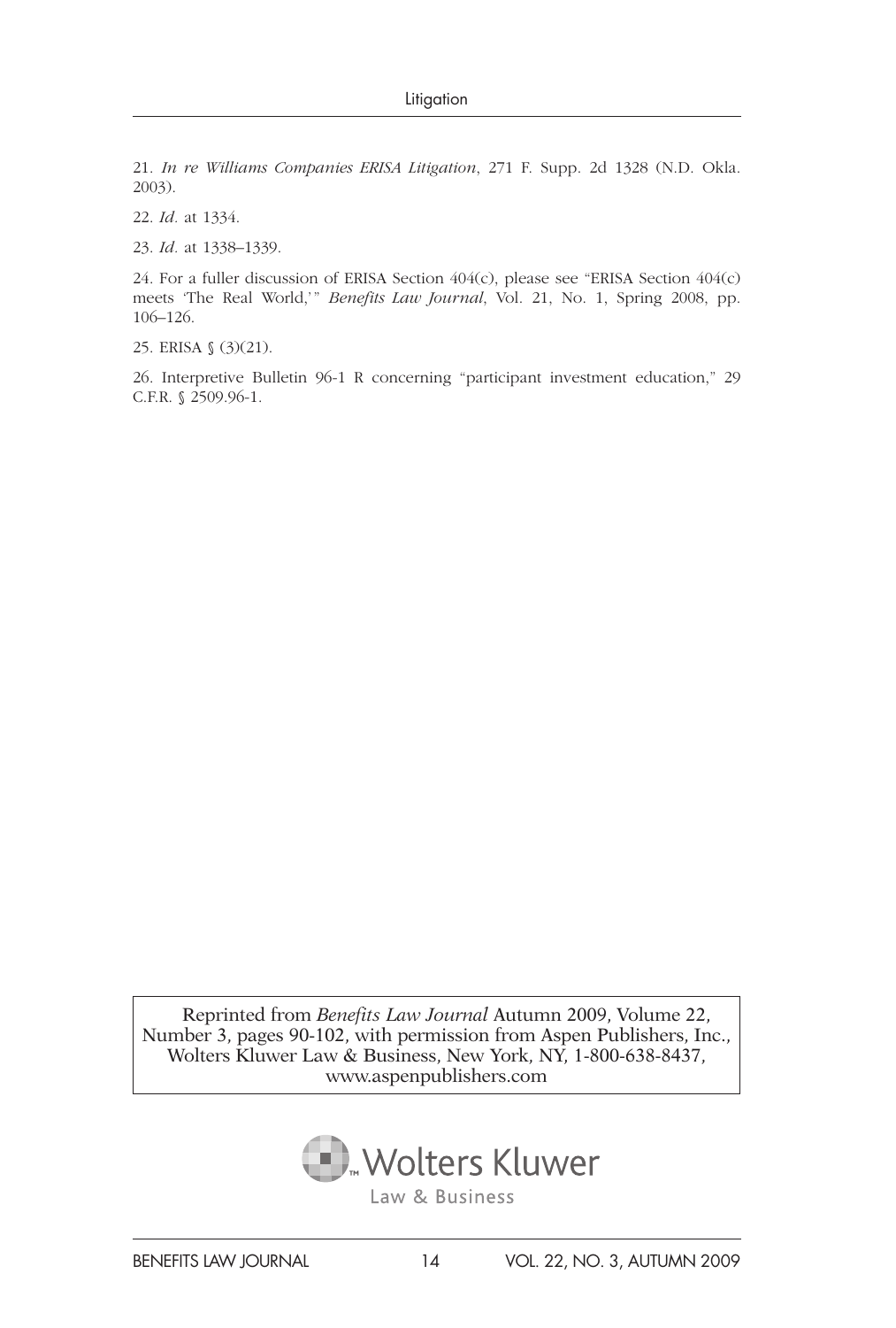21. *In re Williams Companies ERISA Litigation*, 271 F. Supp. 2d 1328 (N.D. Okla. 2003).

22. *Id*. at 1334.

23. *Id*. at 1338–1339.

24. For a fuller discussion of ERISA Section 404(c), please see "ERISA Section 404(c) meets 'The Real World,'" *Benefits Law Journal*, Vol. 21, No. 1, Spring 2008, pp. 106–126.

25. ERISA § (3)(21).

26. Interpretive Bulletin 96-1 R concerning "participant investment education," 29 C.F.R. § 2509.96-1.

Reprinted from *Benefits Law Journal* Autumn 2009, Volume 22, Number 3, pages 90-102, with permission from Aspen Publishers, Inc., Wolters Kluwer Law & Business, New York, NY, 1-800-638-8437, www.aspenpublishers.com

Wolters Kluwer
Law & Business